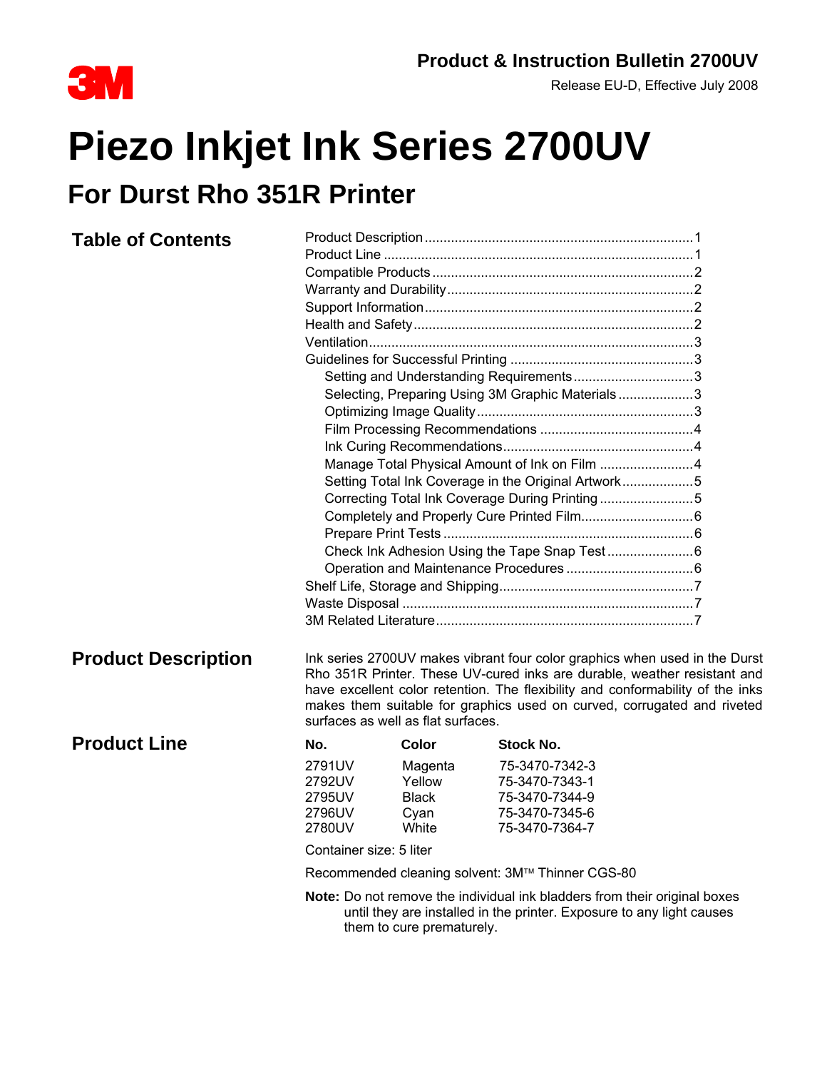# Product & Instruction Bulletin 2700UV

Release EU-D, Effective July 2008

# Piezo Inkjet Ink Series 2700UV

## For Durst Rho 351R Printer

## Table of Contents

- Product Description ........ 1
- Product Line ........ 1
- Compatible Products ........ 2
- Warranty and Durability ........ 2
- Support Information ........ 2
- Health and Safety ........ 2
- Ventilation ........ 3
- Guidelines for Successful Printing ........ 3
  - Setting and Understanding Requirements ........ 3
  - Selecting, Preparing Using 3M Graphic Materials ........ 3
  - Optimizing Image Quality ........ 3
  - Film Processing Recommendations ........ 4
  - Ink Curing Recommendations ........ 4
  - Manage Total Physical Amount of Ink on Film ........ 4
  - Setting Total Ink Coverage in the Original Artwork ........ 5
  - Correcting Total Ink Coverage During Printing ........ 5
  - Completely and Properly Cure Printed Film ........ 6
  - Prepare Print Tests ........ 6
  - Check Ink Adhesion Using the Tape Snap Test ........ 6
  - Operation and Maintenance Procedures ........ 6
- Shelf Life, Storage and Shipping ........ 7
- Waste Disposal ........ 7
- 3M Related Literature ........ 7

## Product Description

Ink series 2700UV makes vibrant four color graphics when used in the Durst Rho 351R Printer. These UV-cured inks are durable, weather resistant and have excellent color retention. The flexibility and conformability of the inks makes them suitable for graphics used on curved, corrugated and riveted surfaces as well as flat surfaces.

## Product Line

| No. | Color | Stock No. |
|---|---|---|
| 2791UV | Magenta | 75-3470-7342-3 |
| 2792UV | Yellow | 75-3470-7343-1 |
| 2795UV | Black | 75-3470-7344-9 |
| 2796UV | Cyan | 75-3470-7345-6 |
| 2780UV | White | 75-3470-7364-7 |

Container size: 5 liter

Recommended cleaning solvent: 3M™ Thinner CGS-80

**Note:** Do not remove the individual ink bladders from their original boxes until they are installed in the printer. Exposure to any light causes them to cure prematurely.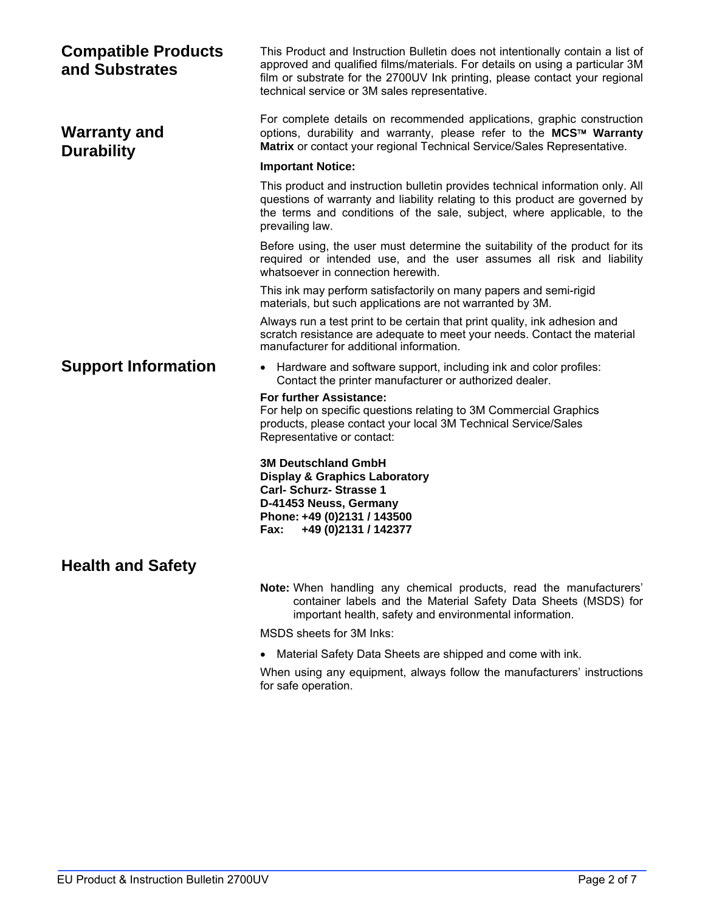## Compatible Products and Substrates

This Product and Instruction Bulletin does not intentionally contain a list of approved and qualified films/materials. For details on using a particular 3M film or substrate for the 2700UV Ink printing, please contact your regional technical service or 3M sales representative.

## Warranty and Durability

For complete details on recommended applications, graphic construction options, durability and warranty, please refer to the **MCS™ Warranty Matrix** or contact your regional Technical Service/Sales Representative.

**Important Notice:**

This product and instruction bulletin provides technical information only. All questions of warranty and liability relating to this product are governed by the terms and conditions of the sale, subject, where applicable, to the prevailing law.

Before using, the user must determine the suitability of the product for its required or intended use, and the user assumes all risk and liability whatsoever in connection herewith.

This ink may perform satisfactorily on many papers and semi-rigid materials, but such applications are not warranted by 3M.

Always run a test print to be certain that print quality, ink adhesion and scratch resistance are adequate to meet your needs. Contact the material manufacturer for additional information.

## Support Information

- Hardware and software support, including ink and color profiles: Contact the printer manufacturer or authorized dealer.

**For further Assistance:**
For help on specific questions relating to 3M Commercial Graphics products, please contact your local 3M Technical Service/Sales Representative or contact:

**3M Deutschland GmbH**
**Display & Graphics Laboratory**
**Carl- Schurz- Strasse 1**
**D-41453 Neuss, Germany**
**Phone: +49 (0)2131 / 143500**
**Fax: +49 (0)2131 / 142377**

## Health and Safety

**Note:** When handling any chemical products, read the manufacturers' container labels and the Material Safety Data Sheets (MSDS) for important health, safety and environmental information.

MSDS sheets for 3M Inks:

- Material Safety Data Sheets are shipped and come with ink.

When using any equipment, always follow the manufacturers' instructions for safe operation.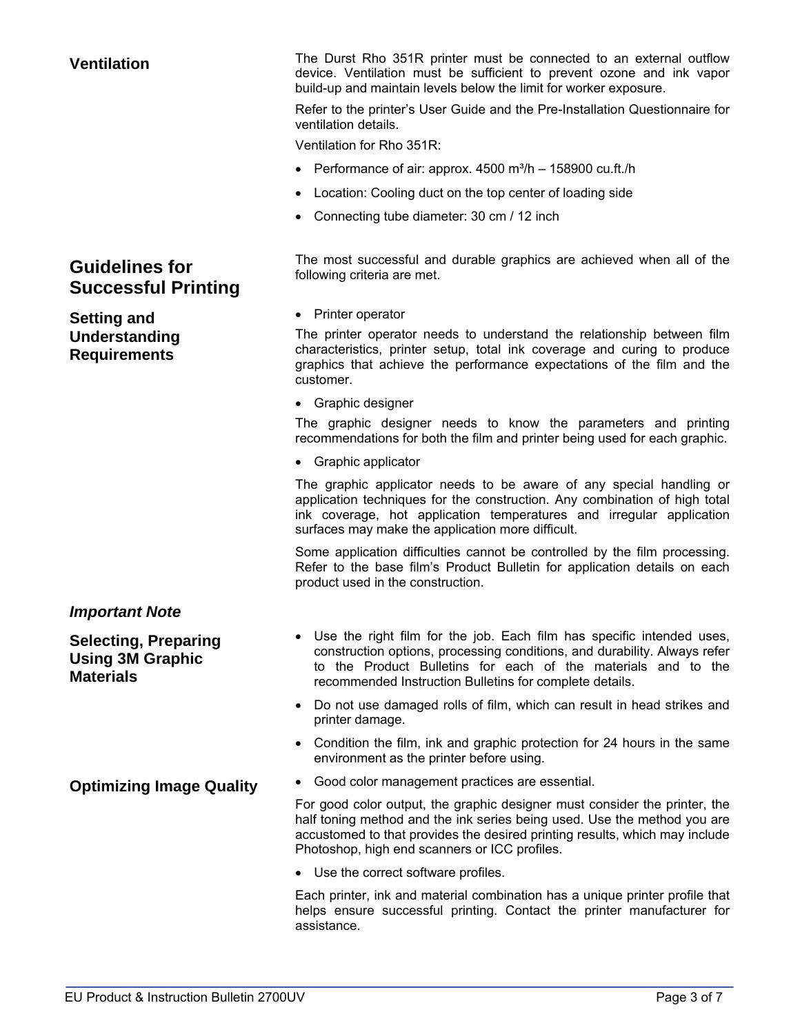## Ventilation

The Durst Rho 351R printer must be connected to an external outflow device. Ventilation must be sufficient to prevent ozone and ink vapor build-up and maintain levels below the limit for worker exposure.

Refer to the printer's User Guide and the Pre-Installation Questionnaire for ventilation details.

Ventilation for Rho 351R:

- Performance of air: approx. 4500 m³/h – 158900 cu.ft./h
- Location: Cooling duct on the top center of loading side
- Connecting tube diameter: 30 cm / 12 inch

# Guidelines for Successful Printing

The most successful and durable graphics are achieved when all of the following criteria are met.

## Setting and Understanding Requirements

- Printer operator

The printer operator needs to understand the relationship between film characteristics, printer setup, total ink coverage and curing to produce graphics that achieve the performance expectations of the film and the customer.

- Graphic designer

The graphic designer needs to know the parameters and printing recommendations for both the film and printer being used for each graphic.

- Graphic applicator

The graphic applicator needs to be aware of any special handling or application techniques for the construction. Any combination of high total ink coverage, hot application temperatures and irregular application surfaces may make the application more difficult.

Some application difficulties cannot be controlled by the film processing. Refer to the base film's Product Bulletin for application details on each product used in the construction.

## *Important Note*

## Selecting, Preparing Using 3M Graphic Materials

- Use the right film for the job. Each film has specific intended uses, construction options, processing conditions, and durability. Always refer to the Product Bulletins for each of the materials and to the recommended Instruction Bulletins for complete details.
- Do not use damaged rolls of film, which can result in head strikes and printer damage.
- Condition the film, ink and graphic protection for 24 hours in the same environment as the printer before using.

## Optimizing Image Quality

- Good color management practices are essential.

For good color output, the graphic designer must consider the printer, the half toning method and the ink series being used. Use the method you are accustomed to that provides the desired printing results, which may include Photoshop, high end scanners or ICC profiles.

- Use the correct software profiles.

Each printer, ink and material combination has a unique printer profile that helps ensure successful printing. Contact the printer manufacturer for assistance.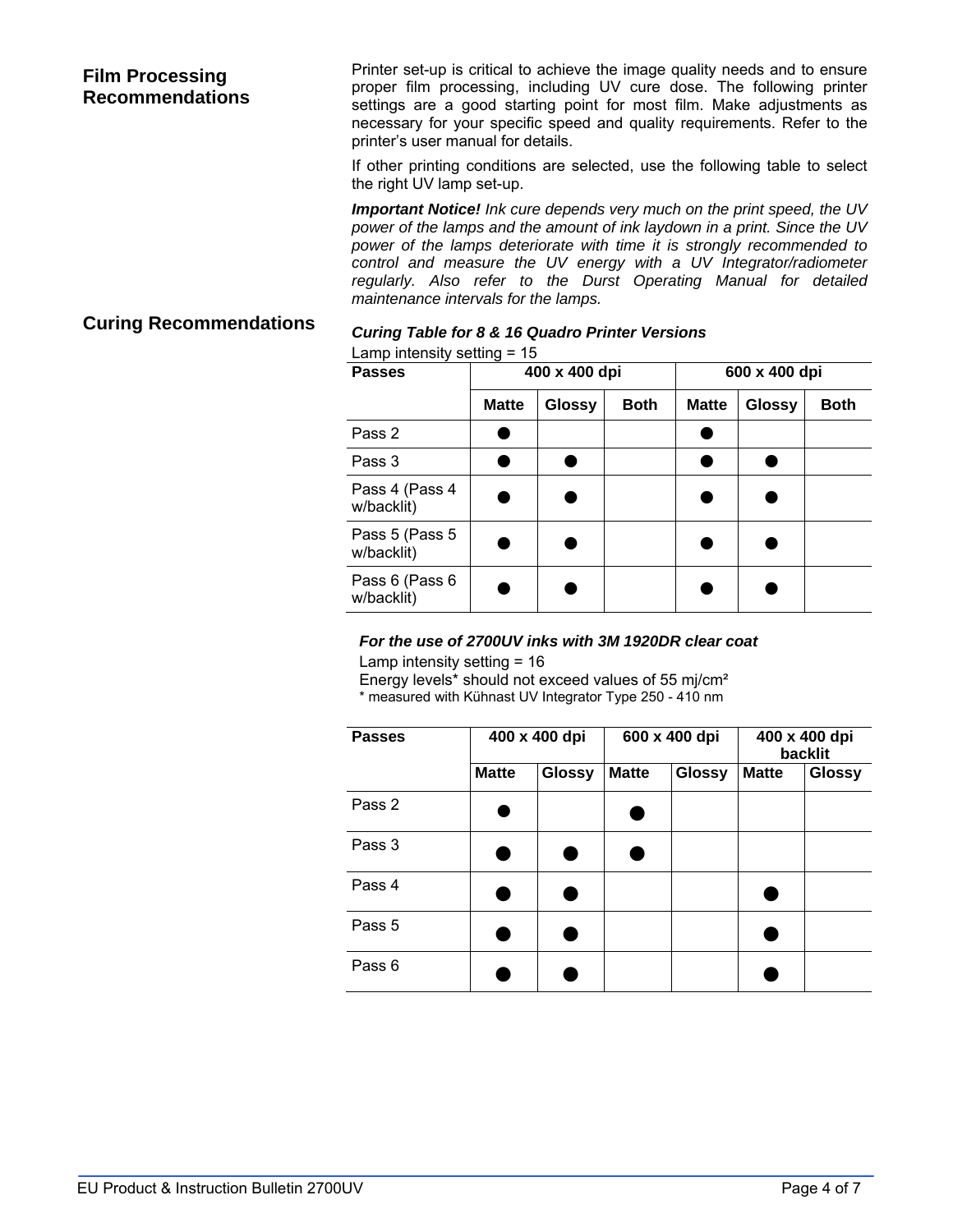## Film Processing Recommendations

Printer set-up is critical to achieve the image quality needs and to ensure proper film processing, including UV cure dose. The following printer settings are a good starting point for most film. Make adjustments as necessary for your specific speed and quality requirements. Refer to the printer's user manual for details.

If other printing conditions are selected, use the following table to select the right UV lamp set-up.

***Important Notice!*** *Ink cure depends very much on the print speed, the UV power of the lamps and the amount of ink laydown in a print. Since the UV power of the lamps deteriorate with time it is strongly recommended to control and measure the UV energy with a UV Integrator/radiometer regularly. Also refer to the Durst Operating Manual for detailed maintenance intervals for the lamps.*

## Curing Recommendations

***Curing Table for 8 & 16 Quadro Printer Versions***

Lamp intensity setting = 15

| Passes | 400 x 400 dpi | | | 600 x 400 dpi | | |
|---|---|---|---|---|---|---|
| | Matte | Glossy | Both | Matte | Glossy | Both |
| Pass 2 | ● | | | ● | | |
| Pass 3 | ● | ● | | ● | ● | |
| Pass 4 (Pass 4 w/backlit) | ● | ● | | ● | ● | |
| Pass 5 (Pass 5 w/backlit) | ● | ● | | ● | ● | |
| Pass 6 (Pass 6 w/backlit) | ● | ● | | ● | ● | |

***For the use of 2700UV inks with 3M 1920DR clear coat***

Lamp intensity setting = 16

Energy levels* should not exceed values of 55 mj/cm²

\* measured with Kühnast UV Integrator Type 250 - 410 nm

| Passes | 400 x 400 dpi | | 600 x 400 dpi | | 400 x 400 dpi backlit | |
|---|---|---|---|---|---|---|
| | Matte | Glossy | Matte | Glossy | Matte | Glossy |
| Pass 2 | ● | | ● | | | |
| Pass 3 | ● | ● | ● | | | |
| Pass 4 | ● | ● | | | ● | |
| Pass 5 | ● | ● | | | ● | |
| Pass 6 | ● | ● | | | ● | |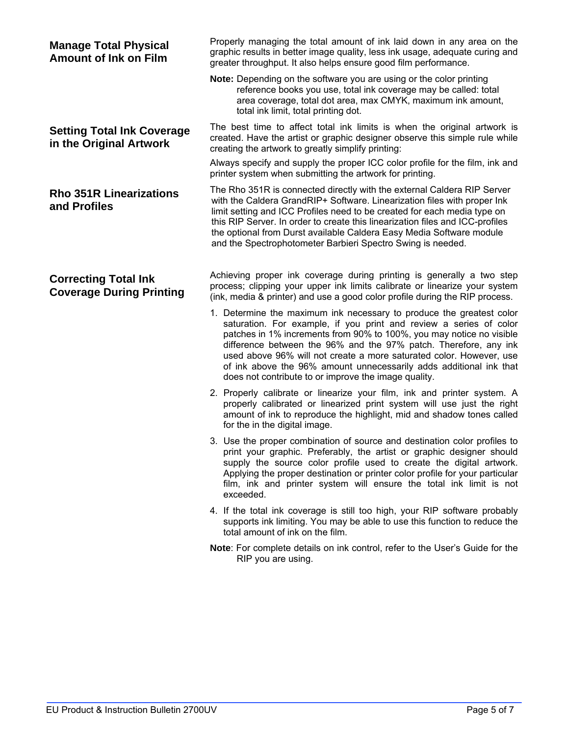## Manage Total Physical Amount of Ink on Film

Properly managing the total amount of ink laid down in any area on the graphic results in better image quality, less ink usage, adequate curing and greater throughput. It also helps ensure good film performance.

**Note:** Depending on the software you are using or the color printing reference books you use, total ink coverage may be called: total area coverage, total dot area, max CMYK, maximum ink amount, total ink limit, total printing dot.

## Setting Total Ink Coverage in the Original Artwork

The best time to affect total ink limits is when the original artwork is created. Have the artist or graphic designer observe this simple rule while creating the artwork to greatly simplify printing:

Always specify and supply the proper ICC color profile for the film, ink and printer system when submitting the artwork for printing.

## Rho 351R Linearizations and Profiles

The Rho 351R is connected directly with the external Caldera RIP Server with the Caldera GrandRIP+ Software. Linearization files with proper Ink limit setting and ICC Profiles need to be created for each media type on this RIP Server. In order to create this linearization files and ICC-profiles the optional from Durst available Caldera Easy Media Software module and the Spectrophotometer Barbieri Spectro Swing is needed.

## Correcting Total Ink Coverage During Printing

Achieving proper ink coverage during printing is generally a two step process; clipping your upper ink limits calibrate or linearize your system (ink, media & printer) and use a good color profile during the RIP process.

1. Determine the maximum ink necessary to produce the greatest color saturation. For example, if you print and review a series of color patches in 1% increments from 90% to 100%, you may notice no visible difference between the 96% and the 97% patch. Therefore, any ink used above 96% will not create a more saturated color. However, use of ink above the 96% amount unnecessarily adds additional ink that does not contribute to or improve the image quality.
2. Properly calibrate or linearize your film, ink and printer system. A properly calibrated or linearized print system will use just the right amount of ink to reproduce the highlight, mid and shadow tones called for the in the digital image.
3. Use the proper combination of source and destination color profiles to print your graphic. Preferably, the artist or graphic designer should supply the source color profile used to create the digital artwork. Applying the proper destination or printer color profile for your particular film, ink and printer system will ensure the total ink limit is not exceeded.
4. If the total ink coverage is still too high, your RIP software probably supports ink limiting. You may be able to use this function to reduce the total amount of ink on the film.

**Note**: For complete details on ink control, refer to the User's Guide for the RIP you are using.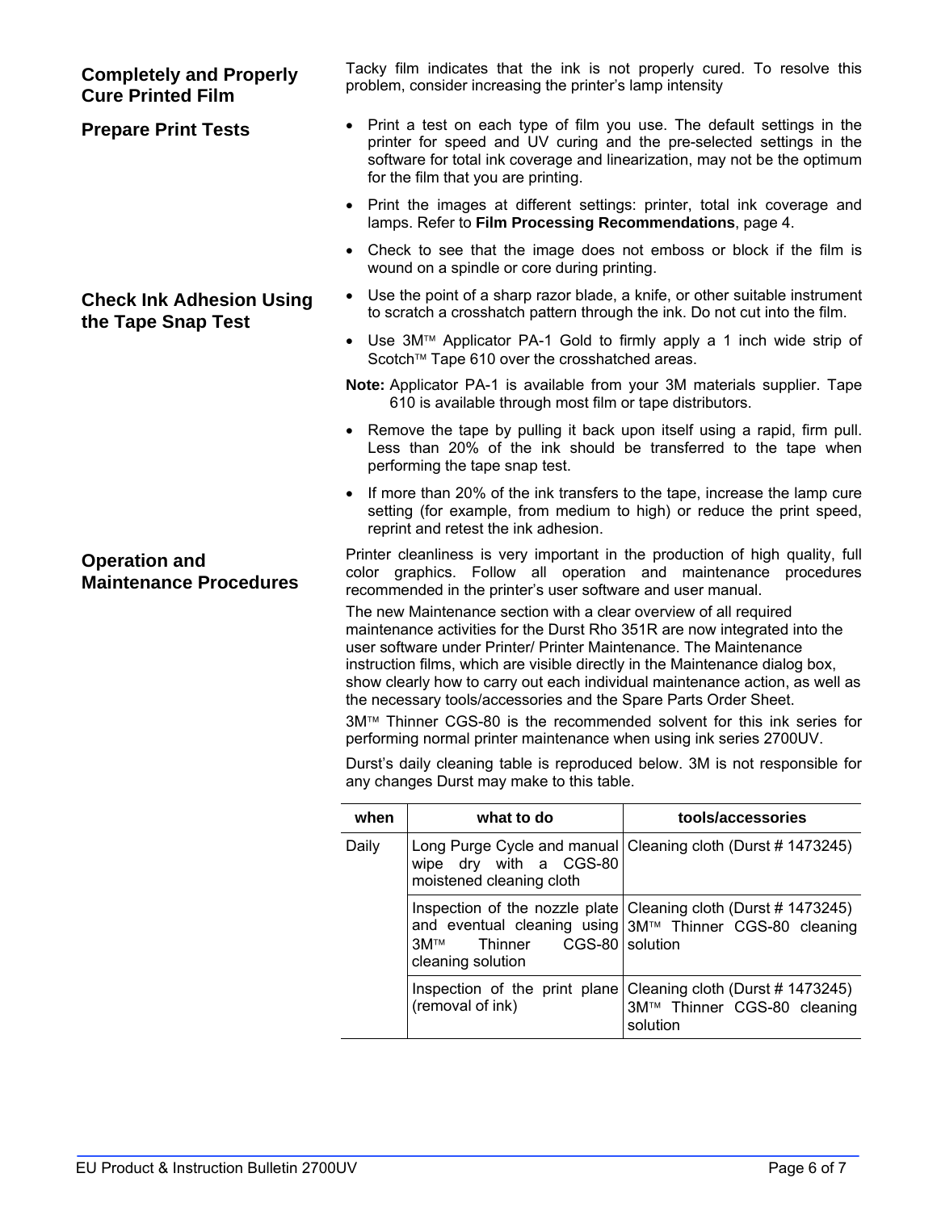## Completely and Properly Cure Printed Film

Tacky film indicates that the ink is not properly cured. To resolve this problem, consider increasing the printer's lamp intensity

## Prepare Print Tests

- Print a test on each type of film you use. The default settings in the printer for speed and UV curing and the pre-selected settings in the software for total ink coverage and linearization, may not be the optimum for the film that you are printing.
- Print the images at different settings: printer, total ink coverage and lamps. Refer to **Film Processing Recommendations**, page 4.
- Check to see that the image does not emboss or block if the film is wound on a spindle or core during printing.

## Check Ink Adhesion Using the Tape Snap Test

- Use the point of a sharp razor blade, a knife, or other suitable instrument to scratch a crosshatch pattern through the ink. Do not cut into the film.
- Use 3M™ Applicator PA-1 Gold to firmly apply a 1 inch wide strip of Scotch™ Tape 610 over the crosshatched areas.

**Note:** Applicator PA-1 is available from your 3M materials supplier. Tape 610 is available through most film or tape distributors.

- Remove the tape by pulling it back upon itself using a rapid, firm pull. Less than 20% of the ink should be transferred to the tape when performing the tape snap test.
- If more than 20% of the ink transfers to the tape, increase the lamp cure setting (for example, from medium to high) or reduce the print speed, reprint and retest the ink adhesion.

## Operation and Maintenance Procedures

Printer cleanliness is very important in the production of high quality, full color graphics. Follow all operation and maintenance procedures recommended in the printer's user software and user manual.

The new Maintenance section with a clear overview of all required maintenance activities for the Durst Rho 351R are now integrated into the user software under Printer/ Printer Maintenance. The Maintenance instruction films, which are visible directly in the Maintenance dialog box, show clearly how to carry out each individual maintenance action, as well as the necessary tools/accessories and the Spare Parts Order Sheet.

3M™ Thinner CGS-80 is the recommended solvent for this ink series for performing normal printer maintenance when using ink series 2700UV.

Durst's daily cleaning table is reproduced below. 3M is not responsible for any changes Durst may make to this table.

| when | what to do | tools/accessories |
|---|---|---|
| Daily | Long Purge Cycle and manual wipe dry with a CGS-80 moistened cleaning cloth | Cleaning cloth (Durst # 1473245) |
| | Inspection of the nozzle plate and eventual cleaning using 3M™ Thinner CGS-80 cleaning solution | Cleaning cloth (Durst # 1473245) 3M™ Thinner CGS-80 cleaning solution |
| | Inspection of the print plane (removal of ink) | Cleaning cloth (Durst # 1473245) 3M™ Thinner CGS-80 cleaning solution |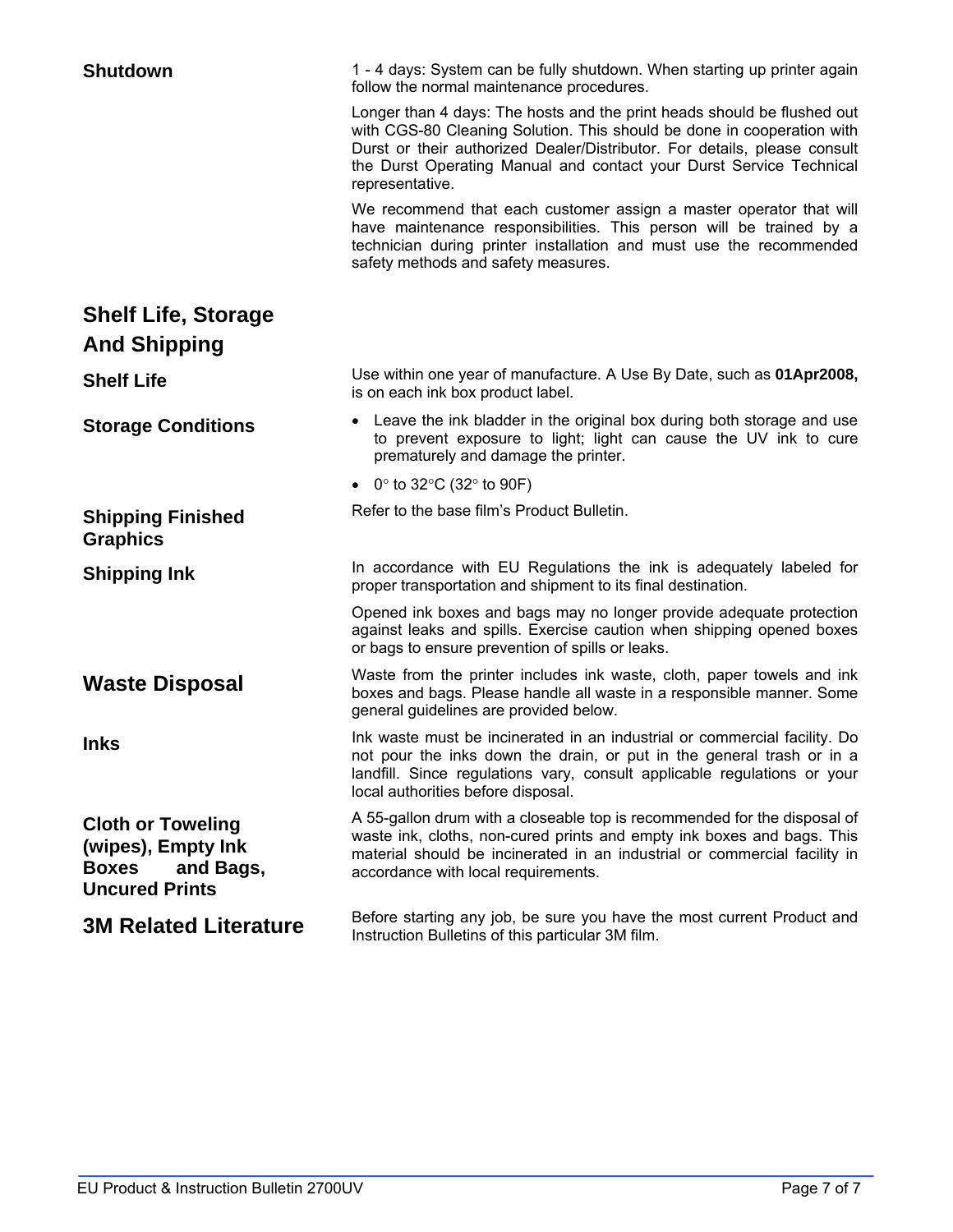**Shutdown**

1 - 4 days: System can be fully shutdown. When starting up printer again follow the normal maintenance procedures.

Longer than 4 days: The hosts and the print heads should be flushed out with CGS-80 Cleaning Solution. This should be done in cooperation with Durst or their authorized Dealer/Distributor. For details, please consult the Durst Operating Manual and contact your Durst Service Technical representative.

We recommend that each customer assign a master operator that will have maintenance responsibilities. This person will be trained by a technician during printer installation and must use the recommended safety methods and safety measures.

## Shelf Life, Storage And Shipping

**Shelf Life**

Use within one year of manufacture. A Use By Date, such as **01Apr2008,** is on each ink box product label.

**Storage Conditions**

- Leave the ink bladder in the original box during both storage and use to prevent exposure to light; light can cause the UV ink to cure prematurely and damage the printer.
- 0° to 32°C (32° to 90F)

**Shipping Finished Graphics**

Refer to the base film's Product Bulletin.

**Shipping Ink**

In accordance with EU Regulations the ink is adequately labeled for proper transportation and shipment to its final destination.

Opened ink boxes and bags may no longer provide adequate protection against leaks and spills. Exercise caution when shipping opened boxes or bags to ensure prevention of spills or leaks.

## Waste Disposal

Waste from the printer includes ink waste, cloth, paper towels and ink boxes and bags. Please handle all waste in a responsible manner. Some general guidelines are provided below.

**Inks**

Ink waste must be incinerated in an industrial or commercial facility. Do not pour the inks down the drain, or put in the general trash or in a landfill. Since regulations vary, consult applicable regulations or your local authorities before disposal.

**Cloth or Toweling (wipes), Empty Ink Boxes and Bags, Uncured Prints**

A 55-gallon drum with a closeable top is recommended for the disposal of waste ink, cloths, non-cured prints and empty ink boxes and bags. This material should be incinerated in an industrial or commercial facility in accordance with local requirements.

## 3M Related Literature

Before starting any job, be sure you have the most current Product and Instruction Bulletins of this particular 3M film.